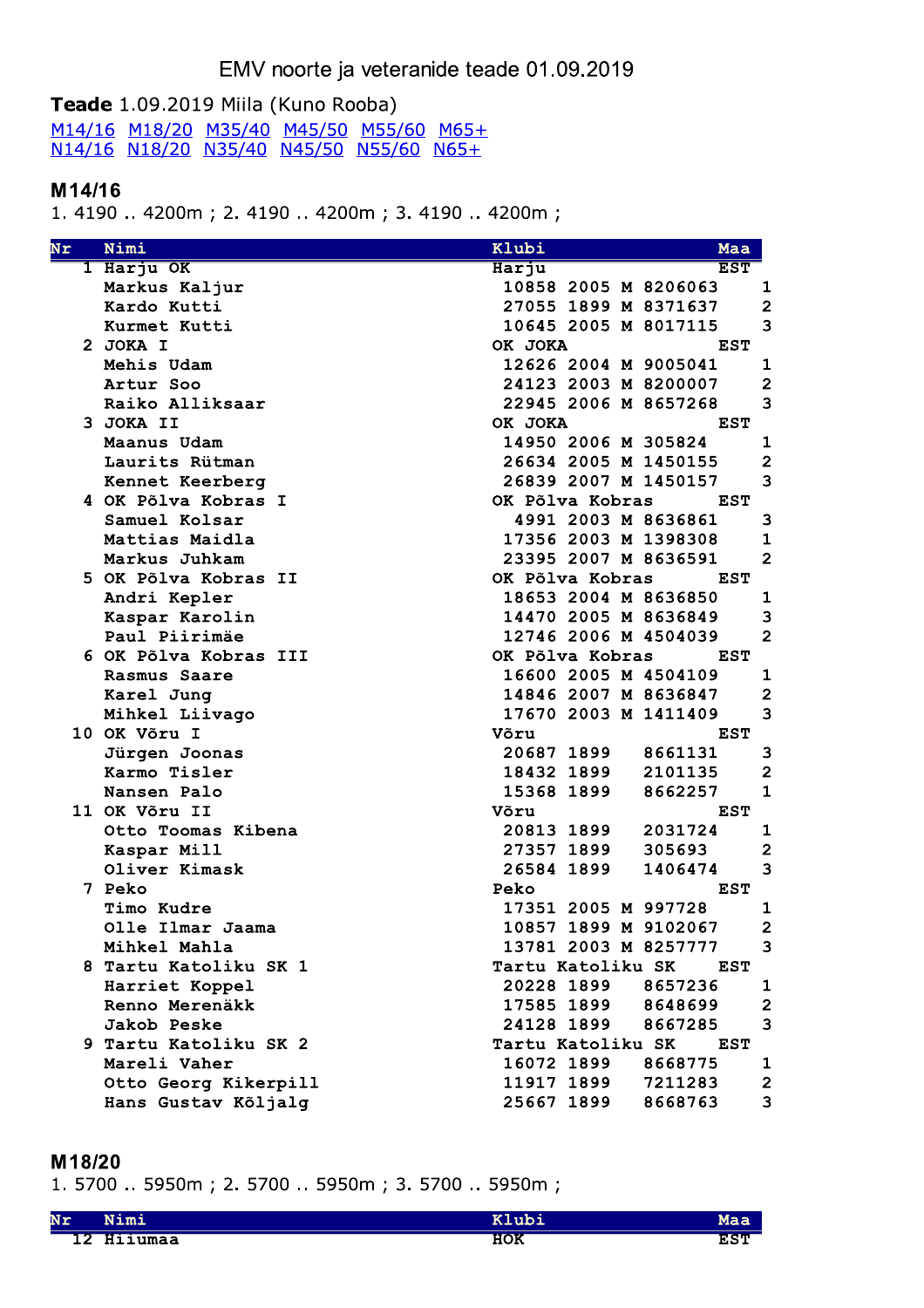# EMV noorte ja veteranide teade 01.09.2019

**Teade** 1.09.2019 Miila (Kuno Rooba)

M14/16 M18/20 M35/40 M45/50 M55/60 M65+
N14/16 N18/20 N35/40 N45/50 N55/60 N65+

## M14/16

1. 4190 .. 4200m ; 2. 4190 .. 4200m ; 3. 4190 .. 4200m ;

| Nr | Nimi | Klubi | Maa |
|---|---|---|---|
| 1 | Harju OK | Harju | EST |
| | Markus Kaljur | 10858 2005 M 8206063 | 1 |
| | Kardo Kutti | 27055 1899 M 8371637 | 2 |
| | Kurmet Kutti | 10645 2005 M 8017115 | 3 |
| 2 | JOKA I | OK JOKA | EST |
| | Mehis Udam | 12626 2004 M 9005041 | 1 |
| | Artur Soo | 24123 2003 M 8200007 | 2 |
| | Raiko Alliksaar | 22945 2006 M 8657268 | 3 |
| 3 | JOKA II | OK JOKA | EST |
| | Maanus Udam | 14950 2006 M 305824 | 1 |
| | Laurits Rütman | 26634 2005 M 1450155 | 2 |
| | Kennet Keerberg | 26839 2007 M 1450157 | 3 |
| 4 | OK Põlva Kobras I | OK Põlva Kobras | EST |
| | Samuel Kolsar | 4991 2003 M 8636861 | 3 |
| | Mattias Maidla | 17356 2003 M 1398308 | 1 |
| | Markus Juhkam | 23395 2007 M 8636591 | 2 |
| 5 | OK Põlva Kobras II | OK Põlva Kobras | EST |
| | Andri Kepler | 18653 2004 M 8636850 | 1 |
| | Kaspar Karolin | 14470 2005 M 8636849 | 3 |
| | Paul Piirimäe | 12746 2006 M 4504039 | 2 |
| 6 | OK Põlva Kobras III | OK Põlva Kobras | EST |
| | Rasmus Saare | 16600 2005 M 4504109 | 1 |
| | Karel Jung | 14846 2007 M 8636847 | 2 |
| | Mihkel Liivago | 17670 2003 M 1411409 | 3 |
| 10 | OK Võru I | Võru | EST |
| | Jürgen Joonas | 20687 1899 8661131 | 3 |
| | Karmo Tisler | 18432 1899 2101135 | 2 |
| | Nansen Palo | 15368 1899 8662257 | 1 |
| 11 | OK Võru II | Võru | EST |
| | Otto Toomas Kibena | 20813 1899 2031724 | 1 |
| | Kaspar Mill | 27357 1899 305693 | 2 |
| | Oliver Kimask | 26584 1899 1406474 | 3 |
| 7 | Peko | Peko | EST |
| | Timo Kudre | 17351 2005 M 997728 | 1 |
| | Olle Ilmar Jaama | 10857 1899 M 9102067 | 2 |
| | Mihkel Mahla | 13781 2003 M 8257777 | 3 |
| 8 | Tartu Katoliku SK 1 | Tartu Katoliku SK | EST |
| | Harriet Koppel | 20228 1899 8657236 | 1 |
| | Renno Merenäkk | 17585 1899 8648699 | 2 |
| | Jakob Peske | 24128 1899 8667285 | 3 |
| 9 | Tartu Katoliku SK 2 | Tartu Katoliku SK | EST |
| | Mareli Vaher | 16072 1899 8668775 | 1 |
| | Otto Georg Kikerpill | 11917 1899 7211283 | 2 |
| | Hans Gustav Kõljalg | 25667 1899 8668763 | 3 |

## M18/20

1. 5700 .. 5950m ; 2. 5700 .. 5950m ; 3. 5700 .. 5950m ;

| Nr | Nimi | Klubi | Maa |
|---|---|---|---|
| 12 | Hiiumaa | HOK | EST |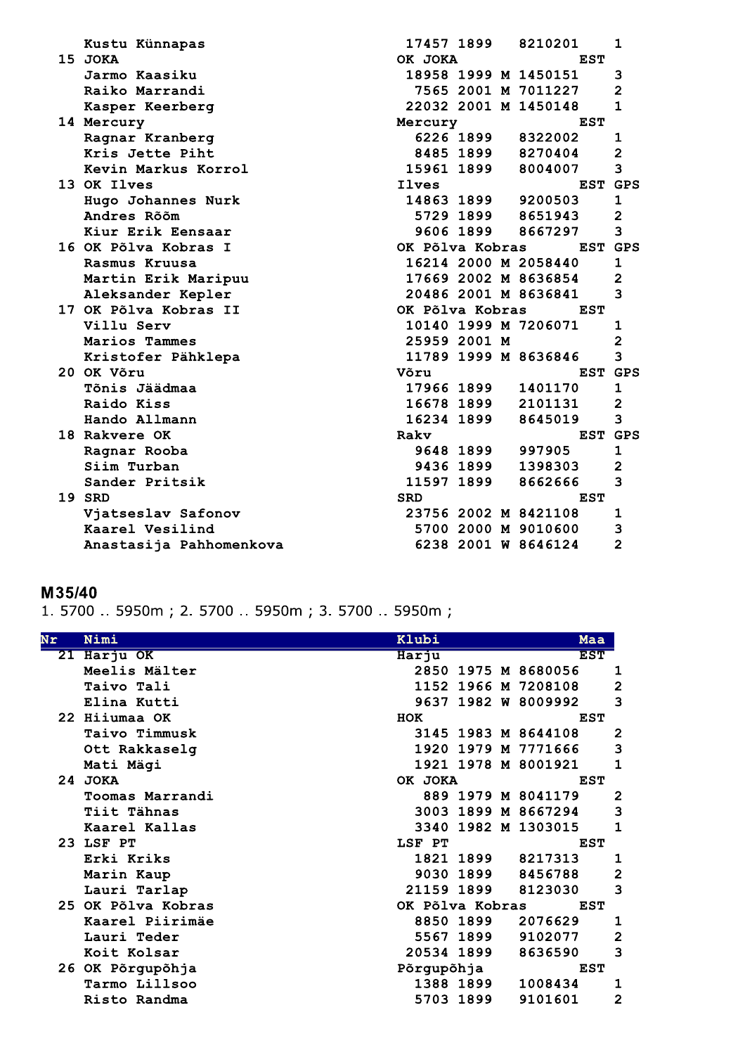| | | | | | | | | |
|---|---|---|---|---|---|---|---|---|
| | Kustu Künnapas | | 17457 | 1899 | | 8210201 | 1 | |
| 15 | JOKA | OK JOKA | | | | | | EST |
| | Jarmo Kaasiku | | 18958 | 1999 | M | 1450151 | 3 | |
| | Raiko Marrandi | | 7565 | 2001 | M | 7011227 | 2 | |
| | Kasper Keerberg | | 22032 | 2001 | M | 1450148 | 1 | |
| 14 | Mercury | Mercury | | | | | | EST |
| | Ragnar Kranberg | | 6226 | 1899 | | 8322002 | 1 | |
| | Kris Jette Piht | | 8485 | 1899 | | 8270404 | 2 | |
| | Kevin Markus Korrol | | 15961 | 1899 | | 8004007 | 3 | |
| 13 | OK Ilves | Ilves | | | | | | EST GPS |
| | Hugo Johannes Nurk | | 14863 | 1899 | | 9200503 | 1 | |
| | Andres Rõõm | | 5729 | 1899 | | 8651943 | 2 | |
| | Kiur Erik Eensaar | | 9606 | 1899 | | 8667297 | 3 | |
| 16 | OK Põlva Kobras I | OK Põlva Kobras | | | | | | EST GPS |
| | Rasmus Kruusa | | 16214 | 2000 | M | 2058440 | 1 | |
| | Martin Erik Maripuu | | 17669 | 2002 | M | 8636854 | 2 | |
| | Aleksander Kepler | | 20486 | 2001 | M | 8636841 | 3 | |
| 17 | OK Põlva Kobras II | OK Põlva Kobras | | | | | | EST |
| | Villu Serv | | 10140 | 1999 | M | 7206071 | 1 | |
| | Marios Tammes | | 25959 | 2001 | M | | 2 | |
| | Kristofer Pähklepa | | 11789 | 1999 | M | 8636846 | 3 | |
| 20 | OK Võru | Võru | | | | | | EST GPS |
| | Tõnis Jäädmaa | | 17966 | 1899 | | 1401170 | 1 | |
| | Raido Kiss | | 16678 | 1899 | | 2101131 | 2 | |
| | Hando Allmann | | 16234 | 1899 | | 8645019 | 3 | |
| 18 | Rakvere OK | Rakv | | | | | | EST GPS |
| | Ragnar Rooba | | 9648 | 1899 | | 997905 | 1 | |
| | Siim Turban | | 9436 | 1899 | | 1398303 | 2 | |
| | Sander Pritsik | | 11597 | 1899 | | 8662666 | 3 | |
| 19 | SRD | SRD | | | | | | EST |
| | Vjatseslav Safonov | | 23756 | 2002 | M | 8421108 | 1 | |
| | Kaarel Vesilind | | 5700 | 2000 | M | 9010600 | 3 | |
| | Anastasija Pahhomenkova | | 6238 | 2001 | W | 8646124 | 2 | |

## M35/40

1. 5700 .. 5950m ; 2. 5700 .. 5950m ; 3. 5700 .. 5950m ;

| Nr | Nimi | Klubi | | | | | | Maa |
|---|---|---|---|---|---|---|---|---|
| 21 | Harju OK | Harju | | | | | | EST |
| | Meelis Mälter | | 2850 | 1975 | M | 8680056 | 1 | |
| | Taivo Tali | | 1152 | 1966 | M | 7208108 | 2 | |
| | Elina Kutti | | 9637 | 1982 | W | 8009992 | 3 | |
| 22 | Hiiumaa OK | HOK | | | | | | EST |
| | Taivo Timmusk | | 3145 | 1983 | M | 8644108 | 2 | |
| | Ott Rakkaselg | | 1920 | 1979 | M | 7771666 | 3 | |
| | Mati Mägi | | 1921 | 1978 | M | 8001921 | 1 | |
| 24 | JOKA | OK JOKA | | | | | | EST |
| | Toomas Marrandi | | 889 | 1979 | M | 8041179 | 2 | |
| | Tiit Tähnas | | 3003 | 1899 | M | 8667294 | 3 | |
| | Kaarel Kallas | | 3340 | 1982 | M | 1303015 | 1 | |
| 23 | LSF PT | LSF PT | | | | | | EST |
| | Erki Kriks | | 1821 | 1899 | | 8217313 | 1 | |
| | Marin Kaup | | 9030 | 1899 | | 8456788 | 2 | |
| | Lauri Tarlap | | 21159 | 1899 | | 8123030 | 3 | |
| 25 | OK Põlva Kobras | OK Põlva Kobras | | | | | | EST |
| | Kaarel Piirimäe | | 8850 | 1899 | | 2076629 | 1 | |
| | Lauri Teder | | 5567 | 1899 | | 9102077 | 2 | |
| | Koit Kolsar | | 20534 | 1899 | | 8636590 | 3 | |
| 26 | OK Põrgupõhja | Põrgupõhja | | | | | | EST |
| | Tarmo Lillsoo | | 1388 | 1899 | | 1008434 | 1 | |
| | Risto Randma | | 5703 | 1899 | | 9101601 | 2 | |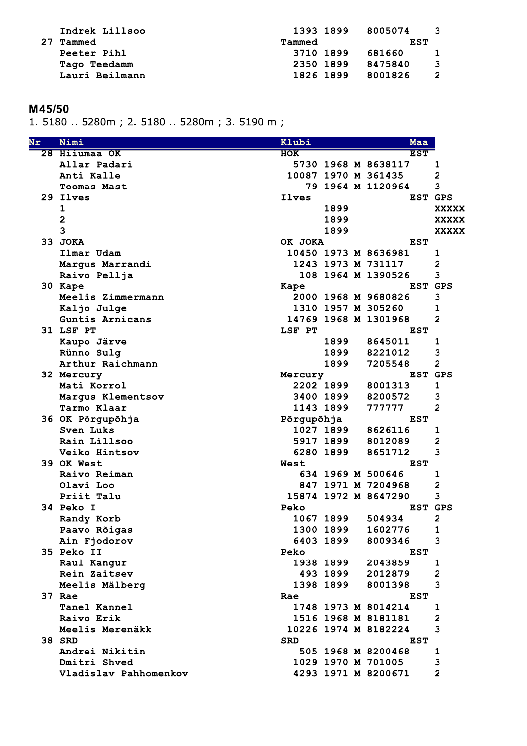| | | | | | | | |
|---|---|---|---|---|---|---|---|
| | Indrek Lillsoo | | 1393 | 1899 | | 8005074 | 3 |
| 27 | Tammed | Tammed | | | | EST | |
| | Peeter Pihl | | 3710 | 1899 | | 681660 | 1 |
| | Tago Teedamm | | 2350 | 1899 | | 8475840 | 3 |
| | Lauri Beilmann | | 1826 | 1899 | | 8001826 | 2 |

## M45/50

1. 5180 .. 5280m ; 2. 5180 .. 5280m ; 3. 5190 m ;

| Nr | Nimi | Klubi | | | | Maa | |
|---|---|---|---|---|---|---|---|
| 28 | Hiiumaa OK | HOK | | | | EST | |
| | Allar Padari | | 5730 | 1968 | M | 8638117 | 1 |
| | Anti Kalle | | 10087 | 1970 | M | 361435 | 2 |
| | Toomas Mast | | 79 | 1964 | M | 1120964 | 3 |
| 29 | Ilves | Ilves | | | | EST | GPS |
| | 1 | | | 1899 | | | XXXXX |
| | 2 | | | 1899 | | | XXXXX |
| | 3 | | | 1899 | | | XXXXX |
| 33 | JOKA | OK JOKA | | | | EST | |
| | Ilmar Udam | | 10450 | 1973 | M | 8636981 | 1 |
| | Margus Marrandi | | 1243 | 1973 | M | 731117 | 2 |
| | Raivo Pellja | | 108 | 1964 | M | 1390526 | 3 |
| 30 | Kape | Kape | | | | EST | GPS |
| | Meelis Zimmermann | | 2000 | 1968 | M | 9680826 | 3 |
| | Kaljo Julge | | 1310 | 1957 | M | 305260 | 1 |
| | Guntis Arnicans | | 14769 | 1968 | M | 1301968 | 2 |
| 31 | LSF PT | LSF PT | | | | EST | |
| | Kaupo Järve | | | 1899 | | 8645011 | 1 |
| | Rünno Sulg | | | 1899 | | 8221012 | 3 |
| | Arthur Raichmann | | | 1899 | | 7205548 | 2 |
| 32 | Mercury | Mercury | | | | EST | GPS |
| | Mati Korrol | | 2202 | 1899 | | 8001313 | 1 |
| | Margus Klementsov | | 3400 | 1899 | | 8200572 | 3 |
| | Tarmo Klaar | | 1143 | 1899 | | 777777 | 2 |
| 36 | OK Põrgupõhja | Põrgupõhja | | | | EST | |
| | Sven Luks | | 1027 | 1899 | | 8626116 | 1 |
| | Rain Lillsoo | | 5917 | 1899 | | 8012089 | 2 |
| | Veiko Hintsov | | 6280 | 1899 | | 8651712 | 3 |
| 39 | OK West | West | | | | EST | |
| | Raivo Reiman | | 634 | 1969 | M | 500646 | 1 |
| | Olavi Loo | | 847 | 1971 | M | 7204968 | 2 |
| | Priit Talu | | 15874 | 1972 | M | 8647290 | 3 |
| 34 | Peko I | Peko | | | | EST | GPS |
| | Randy Korb | | 1067 | 1899 | | 504934 | 2 |
| | Paavo Rõigas | | 1300 | 1899 | | 1602776 | 1 |
| | Ain Fjodorov | | 6403 | 1899 | | 8009346 | 3 |
| 35 | Peko II | Peko | | | | EST | |
| | Raul Kangur | | 1938 | 1899 | | 2043859 | 1 |
| | Rein Zaitsev | | 493 | 1899 | | 2012879 | 2 |
| | Meelis Mälberg | | 1398 | 1899 | | 8001398 | 3 |
| 37 | Rae | Rae | | | | EST | |
| | Tanel Kannel | | 1748 | 1973 | M | 8014214 | 1 |
| | Raivo Erik | | 1516 | 1968 | M | 8181181 | 2 |
| | Meelis Merenäkk | | 10226 | 1974 | M | 8182224 | 3 |
| 38 | SRD | SRD | | | | EST | |
| | Andrei Nikitin | | 505 | 1968 | M | 8200468 | 1 |
| | Dmitri Shved | | 1029 | 1970 | M | 701005 | 3 |
| | Vladislav Pahhomenkov | | 4293 | 1971 | M | 8200671 | 2 |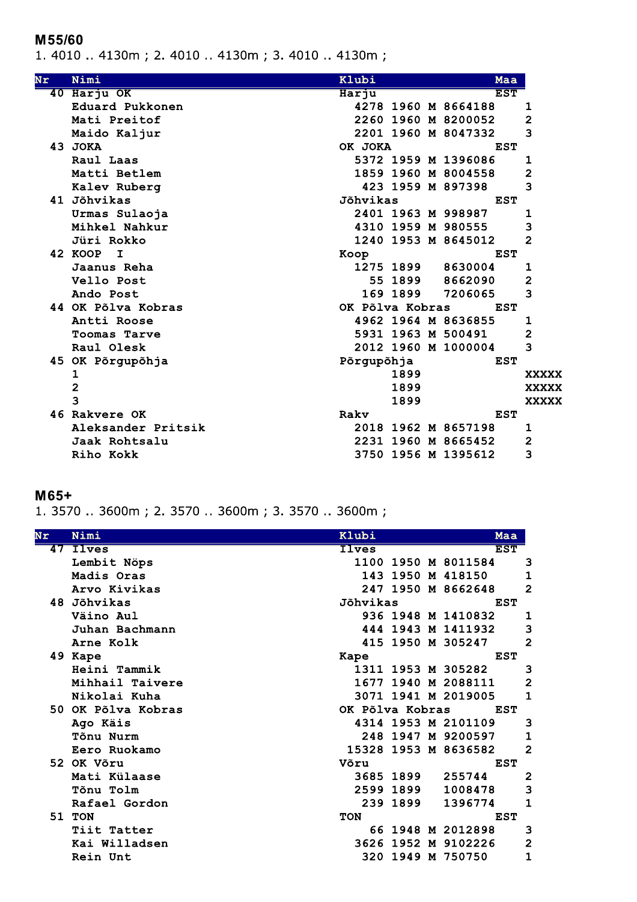## M55/60

1. 4010 .. 4130m ; 2. 4010 .. 4130m ; 3. 4010 .. 4130m ;

| Nr | Nimi | Klubi | | | | | Maa | |
|---|---|---|---|---|---|---|---|---|
| 40 | Harju OK | Harju | | | | | EST | |
| | Eduard Pukkonen | | 4278 | 1960 | M | 8664188 | | 1 |
| | Mati Preitof | | 2260 | 1960 | M | 8200052 | | 2 |
| | Maido Kaljur | | 2201 | 1960 | M | 8047332 | | 3 |
| 43 | JOKA | OK JOKA | | | | | EST | |
| | Raul Laas | | 5372 | 1959 | M | 1396086 | | 1 |
| | Matti Betlem | | 1859 | 1960 | M | 8004558 | | 2 |
| | Kalev Ruberg | | 423 | 1959 | M | 897398 | | 3 |
| 41 | Jõhvikas | Jõhvikas | | | | | EST | |
| | Urmas Sulaoja | | 2401 | 1963 | M | 998987 | | 1 |
| | Mihkel Nahkur | | 4310 | 1959 | M | 980555 | | 3 |
| | Jüri Rokko | | 1240 | 1953 | M | 8645012 | | 2 |
| 42 | KOOP I | Koop | | | | | EST | |
| | Jaanus Reha | | 1275 | 1899 | | 8630004 | | 1 |
| | Vello Post | | 55 | 1899 | | 8662090 | | 2 |
| | Ando Post | | 169 | 1899 | | 7206065 | | 3 |
| 44 | OK Põlva Kobras | OK Põlva Kobras | | | | | EST | |
| | Antti Roose | | 4962 | 1964 | M | 8636855 | | 1 |
| | Toomas Tarve | | 5931 | 1963 | M | 500491 | | 2 |
| | Raul Olesk | | 2012 | 1960 | M | 1000004 | | 3 |
| 45 | OK Põrgupõhja | Põrgupõhja | | | | | EST | |
| | 1 | | | 1899 | | | | XXXXX |
| | 2 | | | 1899 | | | | XXXXX |
| | 3 | | | 1899 | | | | XXXXX |
| 46 | Rakvere OK | Rakv | | | | | EST | |
| | Aleksander Pritsik | | 2018 | 1962 | M | 8657198 | | 1 |
| | Jaak Rohtsalu | | 2231 | 1960 | M | 8665452 | | 2 |
| | Riho Kokk | | 3750 | 1956 | M | 1395612 | | 3 |

## M65+

1. 3570 .. 3600m ; 2. 3570 .. 3600m ; 3. 3570 .. 3600m ;

| Nr | Nimi | Klubi | | | | | Maa | |
|---|---|---|---|---|---|---|---|---|
| 47 | Ilves | Ilves | | | | | EST | |
| | Lembit Nöps | | 1100 | 1950 | M | 8011584 | | 3 |
| | Madis Oras | | 143 | 1950 | M | 418150 | | 1 |
| | Arvo Kivikas | | 247 | 1950 | M | 8662648 | | 2 |
| 48 | Jõhvikas | Jõhvikas | | | | | EST | |
| | Väino Aul | | 936 | 1948 | M | 1410832 | | 1 |
| | Juhan Bachmann | | 444 | 1943 | M | 1411932 | | 3 |
| | Arne Kolk | | 415 | 1950 | M | 305247 | | 2 |
| 49 | Kape | Kape | | | | | EST | |
| | Heini Tammik | | 1311 | 1953 | M | 305282 | | 3 |
| | Mihhail Taivere | | 1677 | 1940 | M | 2088111 | | 2 |
| | Nikolai Kuha | | 3071 | 1941 | M | 2019005 | | 1 |
| 50 | OK Põlva Kobras | OK Põlva Kobras | | | | | EST | |
| | Ago Käis | | 4314 | 1953 | M | 2101109 | | 3 |
| | Tõnu Nurm | | 248 | 1947 | M | 9200597 | | 1 |
| | Eero Ruokamo | | 15328 | 1953 | M | 8636582 | | 2 |
| 52 | OK Võru | Võru | | | | | EST | |
| | Mati Külaase | | 3685 | 1899 | | 255744 | | 2 |
| | Tõnu Tolm | | 2599 | 1899 | | 1008478 | | 3 |
| | Rafael Gordon | | 239 | 1899 | | 1396774 | | 1 |
| 51 | TON | TON | | | | | EST | |
| | Tiit Tatter | | 66 | 1948 | M | 2012898 | | 3 |
| | Kai Willadsen | | 3626 | 1952 | M | 9102226 | | 2 |
| | Rein Unt | | 320 | 1949 | M | 750750 | | 1 |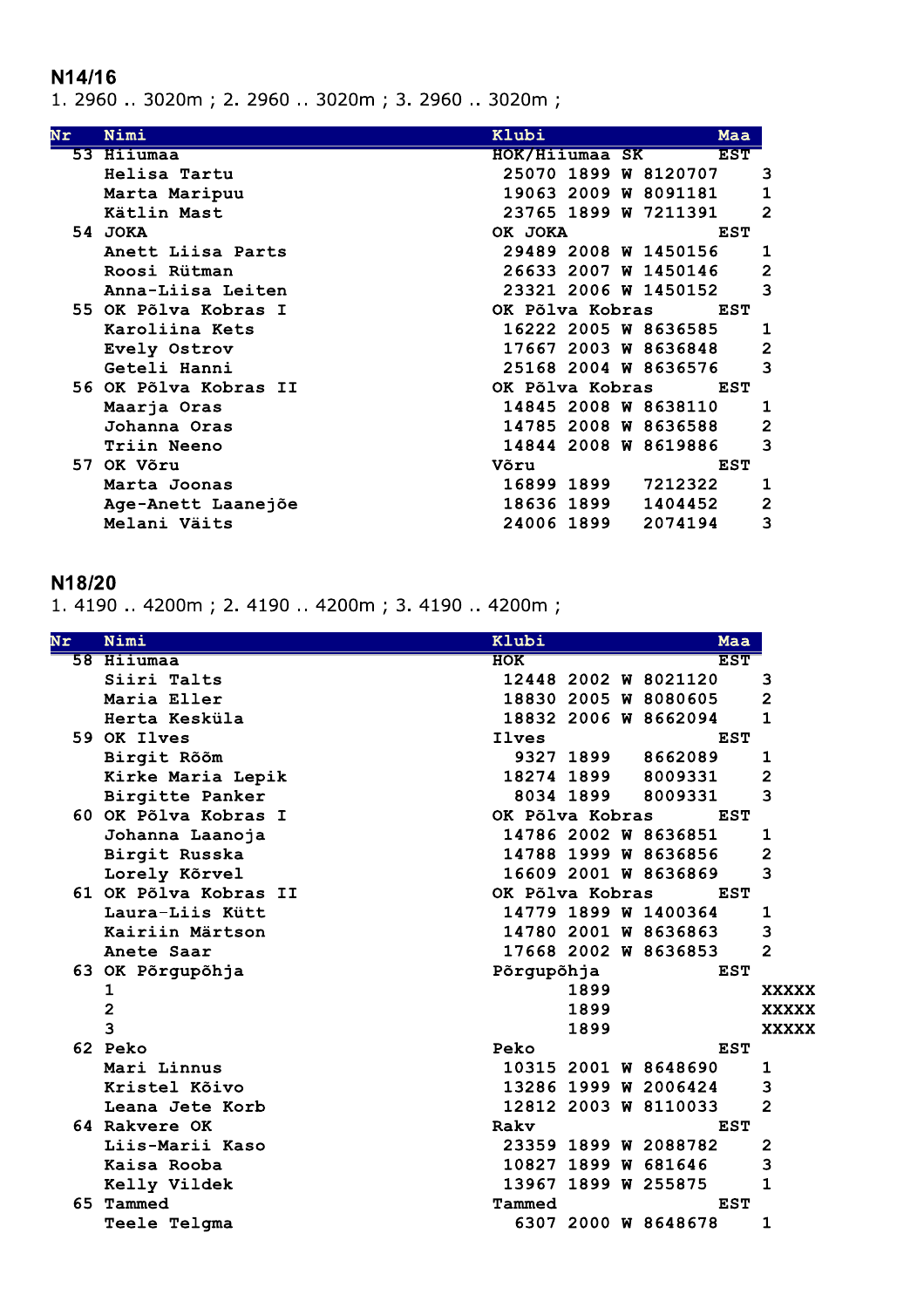## N14/16

1. 2960 .. 3020m ; 2. 2960 .. 3020m ; 3. 2960 .. 3020m ;

| Nr | Nimi | Klubi | | | | | Maa |
|---|---|---|---|---|---|---|---|
| 53 | Hiiumaa | HOK/Hiiumaa SK | | | | | EST |
| | Helisa Tartu | 25070 | 1899 | W | 8120707 | 3 | |
| | Marta Maripuu | 19063 | 2009 | W | 8091181 | 1 | |
| | Kätlin Mast | 23765 | 1899 | W | 7211391 | 2 | |
| 54 | JOKA | OK JOKA | | | | | EST |
| | Anett Liisa Parts | 29489 | 2008 | W | 1450156 | 1 | |
| | Roosi Rütman | 26633 | 2007 | W | 1450146 | 2 | |
| | Anna-Liisa Leiten | 23321 | 2006 | W | 1450152 | 3 | |
| 55 | OK Põlva Kobras I | OK Põlva Kobras | | | | | EST |
| | Karoliina Kets | 16222 | 2005 | W | 8636585 | 1 | |
| | Evely Ostrov | 17667 | 2003 | W | 8636848 | 2 | |
| | Geteli Hanni | 25168 | 2004 | W | 8636576 | 3 | |
| 56 | OK Põlva Kobras II | OK Põlva Kobras | | | | | EST |
| | Maarja Oras | 14845 | 2008 | W | 8638110 | 1 | |
| | Johanna Oras | 14785 | 2008 | W | 8636588 | 2 | |
| | Triin Neeno | 14844 | 2008 | W | 8619886 | 3 | |
| 57 | OK Võru | Võru | | | | | EST |
| | Marta Joonas | 16899 | 1899 | | 7212322 | 1 | |
| | Age-Anett Laanejõe | 18636 | 1899 | | 1404452 | 2 | |
| | Melani Väits | 24006 | 1899 | | 2074194 | 3 | |

## N18/20

1. 4190 .. 4200m ; 2. 4190 .. 4200m ; 3. 4190 .. 4200m ;

| Nr | Nimi | Klubi | | | | | Maa |
|---|---|---|---|---|---|---|---|
| 58 | Hiiumaa | HOK | | | | | EST |
| | Siiri Talts | 12448 | 2002 | W | 8021120 | 3 | |
| | Maria Eller | 18830 | 2005 | W | 8080605 | 2 | |
| | Herta Kesküla | 18832 | 2006 | W | 8662094 | 1 | |
| 59 | OK Ilves | Ilves | | | | | EST |
| | Birgit Rõõm | 9327 | 1899 | | 8662089 | 1 | |
| | Kirke Maria Lepik | 18274 | 1899 | | 8009331 | 2 | |
| | Birgitte Panker | 8034 | 1899 | | 8009331 | 3 | |
| 60 | OK Põlva Kobras I | OK Põlva Kobras | | | | | EST |
| | Johanna Laanoja | 14786 | 2002 | W | 8636851 | 1 | |
| | Birgit Russka | 14788 | 1999 | W | 8636856 | 2 | |
| | Lorely Kõrvel | 16609 | 2001 | W | 8636869 | 3 | |
| 61 | OK Põlva Kobras II | OK Põlva Kobras | | | | | EST |
| | Laura-Liis Kütt | 14779 | 1899 | W | 1400364 | 1 | |
| | Kairiin Märtson | 14780 | 2001 | W | 8636863 | 3 | |
| | Anete Saar | 17668 | 2002 | W | 8636853 | 2 | |
| 63 | OK Põrgupõhja | Põrgupõhja | | | | | EST |
| | 1 | | 1899 | | | | XXXXX |
| | 2 | | 1899 | | | | XXXXX |
| | 3 | | 1899 | | | | XXXXX |
| 62 | Peko | Peko | | | | | EST |
| | Mari Linnus | 10315 | 2001 | W | 8648690 | 1 | |
| | Kristel Kõivo | 13286 | 1999 | W | 2006424 | 3 | |
| | Leana Jete Korb | 12812 | 2003 | W | 8110033 | 2 | |
| 64 | Rakvere OK | Rakv | | | | | EST |
| | Liis-Marii Kaso | 23359 | 1899 | W | 2088782 | 2 | |
| | Kaisa Rooba | 10827 | 1899 | W | 681646 | 3 | |
| | Kelly Vildek | 13967 | 1899 | W | 255875 | 1 | |
| 65 | Tammed | Tammed | | | | | EST |
| | Teele Telgma | 6307 | 2000 | W | 8648678 | 1 | |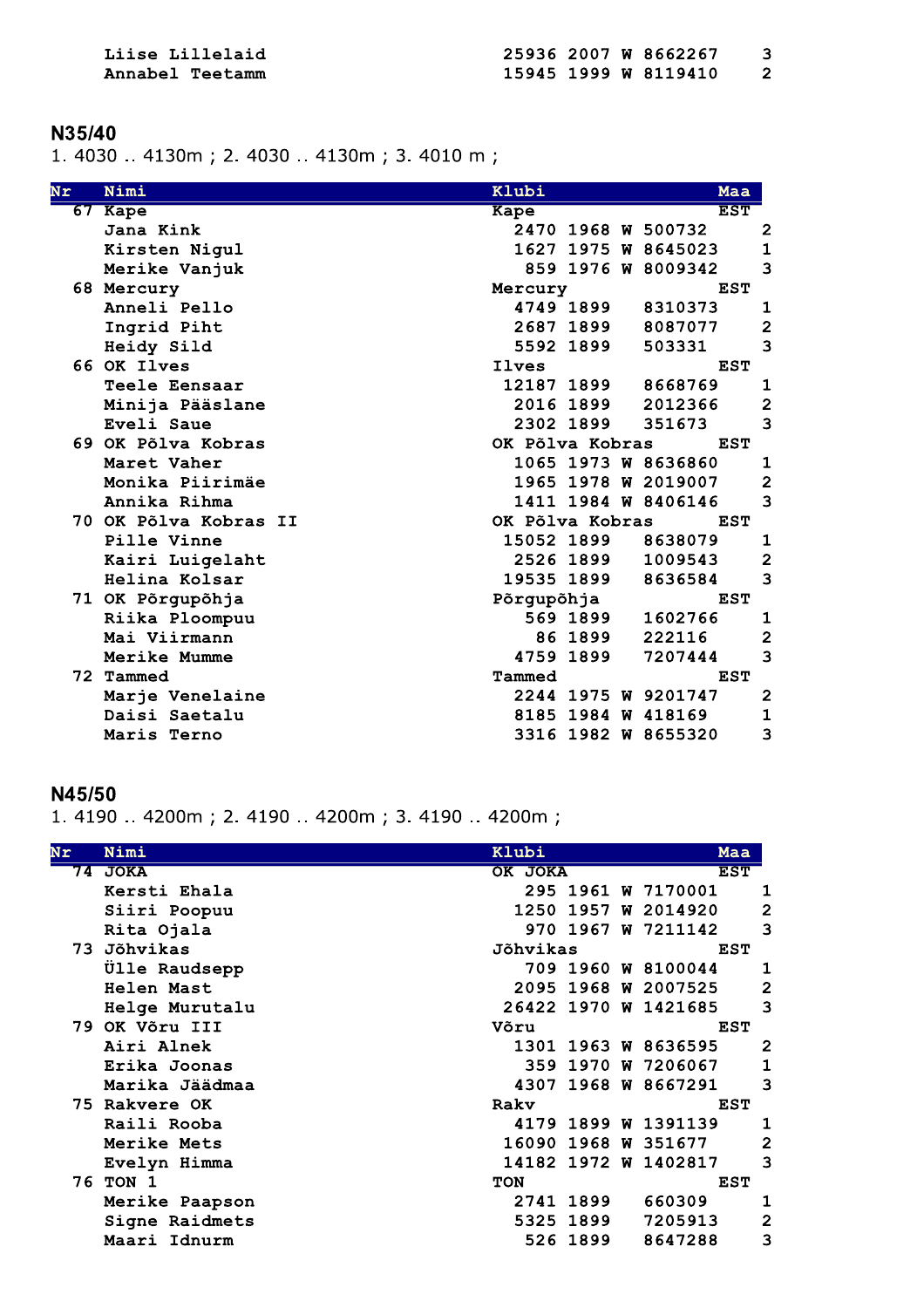| Nr | Nimi | Klubi | | | | | Maa | |
|---|---|---|---|---|---|---|---|---|
| | Liise Lillelaid | | 25936 | 2007 | W | 8662267 | | 3 |
| | Annabel Teetamm | | 15945 | 1999 | W | 8119410 | | 2 |

## N35/40

1. 4030 .. 4130m ; 2. 4030 .. 4130m ; 3. 4010 m ;

| Nr | Nimi | Klubi | | | | | Maa | |
|---|---|---|---|---|---|---|---|---|
| 67 | Kape | Kape | | | | | EST | |
| | Jana Kink | | 2470 | 1968 | W | 500732 | | 2 |
| | Kirsten Nigul | | 1627 | 1975 | W | 8645023 | | 1 |
| | Merike Vanjuk | | 859 | 1976 | W | 8009342 | | 3 |
| 68 | Mercury | Mercury | | | | | EST | |
| | Anneli Pello | | 4749 | 1899 | | 8310373 | | 1 |
| | Ingrid Piht | | 2687 | 1899 | | 8087077 | | 2 |
| | Heidy Sild | | 5592 | 1899 | | 503331 | | 3 |
| 66 | OK Ilves | Ilves | | | | | EST | |
| | Teele Eensaar | | 12187 | 1899 | | 8668769 | | 1 |
| | Minija Pääslane | | 2016 | 1899 | | 2012366 | | 2 |
| | Eveli Saue | | 2302 | 1899 | | 351673 | | 3 |
| 69 | OK Põlva Kobras | OK Põlva Kobras | | | | | EST | |
| | Maret Vaher | | 1065 | 1973 | W | 8636860 | | 1 |
| | Monika Piirimäe | | 1965 | 1978 | W | 2019007 | | 2 |
| | Annika Rihma | | 1411 | 1984 | W | 8406146 | | 3 |
| 70 | OK Põlva Kobras II | OK Põlva Kobras | | | | | EST | |
| | Pille Vinne | | 15052 | 1899 | | 8638079 | | 1 |
| | Kairi Luigelaht | | 2526 | 1899 | | 1009543 | | 2 |
| | Helina Kolsar | | 19535 | 1899 | | 8636584 | | 3 |
| 71 | OK Põrgupõhja | Põrgupõhja | | | | | EST | |
| | Riika Ploompuu | | 569 | 1899 | | 1602766 | | 1 |
| | Mai Viirmann | | 86 | 1899 | | 222116 | | 2 |
| | Merike Mumme | | 4759 | 1899 | | 7207444 | | 3 |
| 72 | Tammed | Tammed | | | | | EST | |
| | Marje Venelaine | | 2244 | 1975 | W | 9201747 | | 2 |
| | Daisi Saetalu | | 8185 | 1984 | W | 418169 | | 1 |
| | Maris Terno | | 3316 | 1982 | W | 8655320 | | 3 |

## N45/50

1. 4190 .. 4200m ; 2. 4190 .. 4200m ; 3. 4190 .. 4200m ;

| Nr | Nimi | Klubi | | | | | Maa | |
|---|---|---|---|---|---|---|---|---|
| 74 | JOKA | OK JOKA | | | | | EST | |
| | Kersti Ehala | | 295 | 1961 | W | 7170001 | | 1 |
| | Siiri Poopuu | | 1250 | 1957 | W | 2014920 | | 2 |
| | Rita Ojala | | 970 | 1967 | W | 7211142 | | 3 |
| 73 | Jõhvikas | Jõhvikas | | | | | EST | |
| | Ülle Raudsepp | | 709 | 1960 | W | 8100044 | | 1 |
| | Helen Mast | | 2095 | 1968 | W | 2007525 | | 2 |
| | Helge Murutalu | | 26422 | 1970 | W | 1421685 | | 3 |
| 79 | OK Võru III | Võru | | | | | EST | |
| | Airi Alnek | | 1301 | 1963 | W | 8636595 | | 2 |
| | Erika Joonas | | 359 | 1970 | W | 7206067 | | 1 |
| | Marika Jäädmaa | | 4307 | 1968 | W | 8667291 | | 3 |
| 75 | Rakvere OK | Rakv | | | | | EST | |
| | Raili Rooba | | 4179 | 1899 | W | 1391139 | | 1 |
| | Merike Mets | | 16090 | 1968 | W | 351677 | | 2 |
| | Evelyn Himma | | 14182 | 1972 | W | 1402817 | | 3 |
| 76 | TON 1 | TON | | | | | EST | |
| | Merike Paapson | | 2741 | 1899 | | 660309 | | 1 |
| | Signe Raidmets | | 5325 | 1899 | | 7205913 | | 2 |
| | Maari Idnurm | | 526 | 1899 | | 8647288 | | 3 |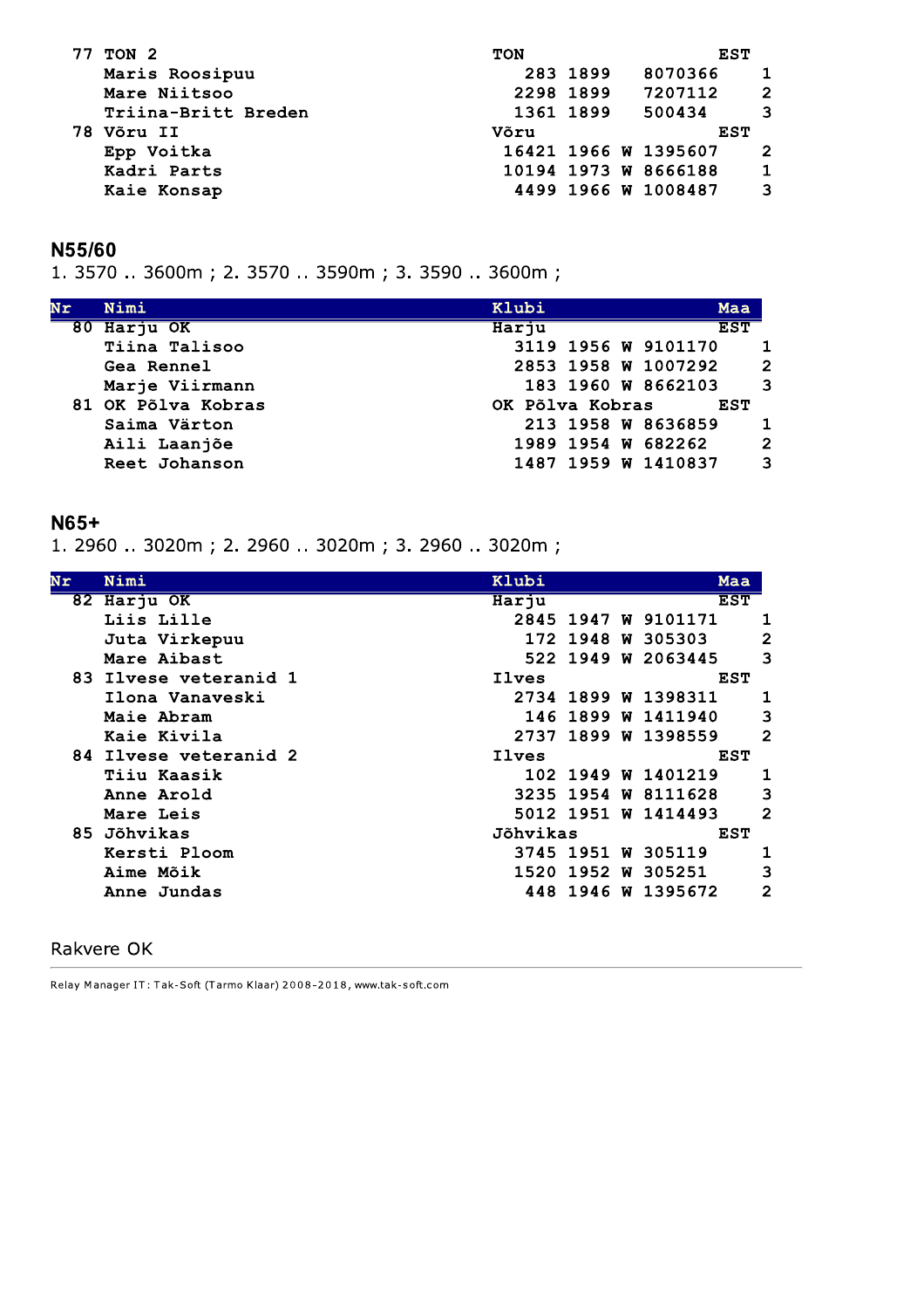| | | | | | | | |
|---|---|---|---|---|---|---|---|
| 77 | TON 2 | TON | | | | EST | |
| | Maris Roosipuu | 283 | 1899 | | 8070366 | | 1 |
| | Mare Niitsoo | 2298 | 1899 | | 7207112 | | 2 |
| | Triina-Britt Breden | 1361 | 1899 | | 500434 | | 3 |
| 78 | Võru II | Võru | | | | EST | |
| | Epp Voitka | 16421 | 1966 | W | 1395607 | | 2 |
| | Kadri Parts | 10194 | 1973 | W | 8666188 | | 1 |
| | Kaie Konsap | 4499 | 1966 | W | 1008487 | | 3 |

## N55/60

1. 3570 .. 3600m ; 2. 3570 .. 3590m ; 3. 3590 .. 3600m ;

| Nr | Nimi | Klubi | | | | Maa | |
|---|---|---|---|---|---|---|---|
| 80 | Harju OK | Harju | | | | EST | |
| | Tiina Talisoo | 3119 | 1956 | W | 9101170 | | 1 |
| | Gea Rennel | 2853 | 1958 | W | 1007292 | | 2 |
| | Marje Viirmann | 183 | 1960 | W | 8662103 | | 3 |
| 81 | OK Põlva Kobras | OK Põlva Kobras | | | | EST | |
| | Saima Värton | 213 | 1958 | W | 8636859 | | 1 |
| | Aili Laanjõe | 1989 | 1954 | W | 682262 | | 2 |
| | Reet Johanson | 1487 | 1959 | W | 1410837 | | 3 |

## N65+

1. 2960 .. 3020m ; 2. 2960 .. 3020m ; 3. 2960 .. 3020m ;

| Nr | Nimi | Klubi | | | | Maa | |
|---|---|---|---|---|---|---|---|
| 82 | Harju OK | Harju | | | | EST | |
| | Liis Lille | 2845 | 1947 | W | 9101171 | | 1 |
| | Juta Virkepuu | 172 | 1948 | W | 305303 | | 2 |
| | Mare Aibast | 522 | 1949 | W | 2063445 | | 3 |
| 83 | Ilvese veteranid 1 | Ilves | | | | EST | |
| | Ilona Vanaveski | 2734 | 1899 | W | 1398311 | | 1 |
| | Maie Abram | 146 | 1899 | W | 1411940 | | 3 |
| | Kaie Kivila | 2737 | 1899 | W | 1398559 | | 2 |
| 84 | Ilvese veteranid 2 | Ilves | | | | EST | |
| | Tiiu Kaasik | 102 | 1949 | W | 1401219 | | 1 |
| | Anne Arold | 3235 | 1954 | W | 8111628 | | 3 |
| | Mare Leis | 5012 | 1951 | W | 1414493 | | 2 |
| 85 | Jõhvikas | Jõhvikas | | | | EST | |
| | Kersti Ploom | 3745 | 1951 | W | 305119 | | 1 |
| | Aime Mõik | 1520 | 1952 | W | 305251 | | 3 |
| | Anne Jundas | 448 | 1946 | W | 1395672 | | 2 |

Rakvere OK

Relay Manager IT: Tak-Soft (Tarmo Klaar) 2008-2018, www.tak-soft.com